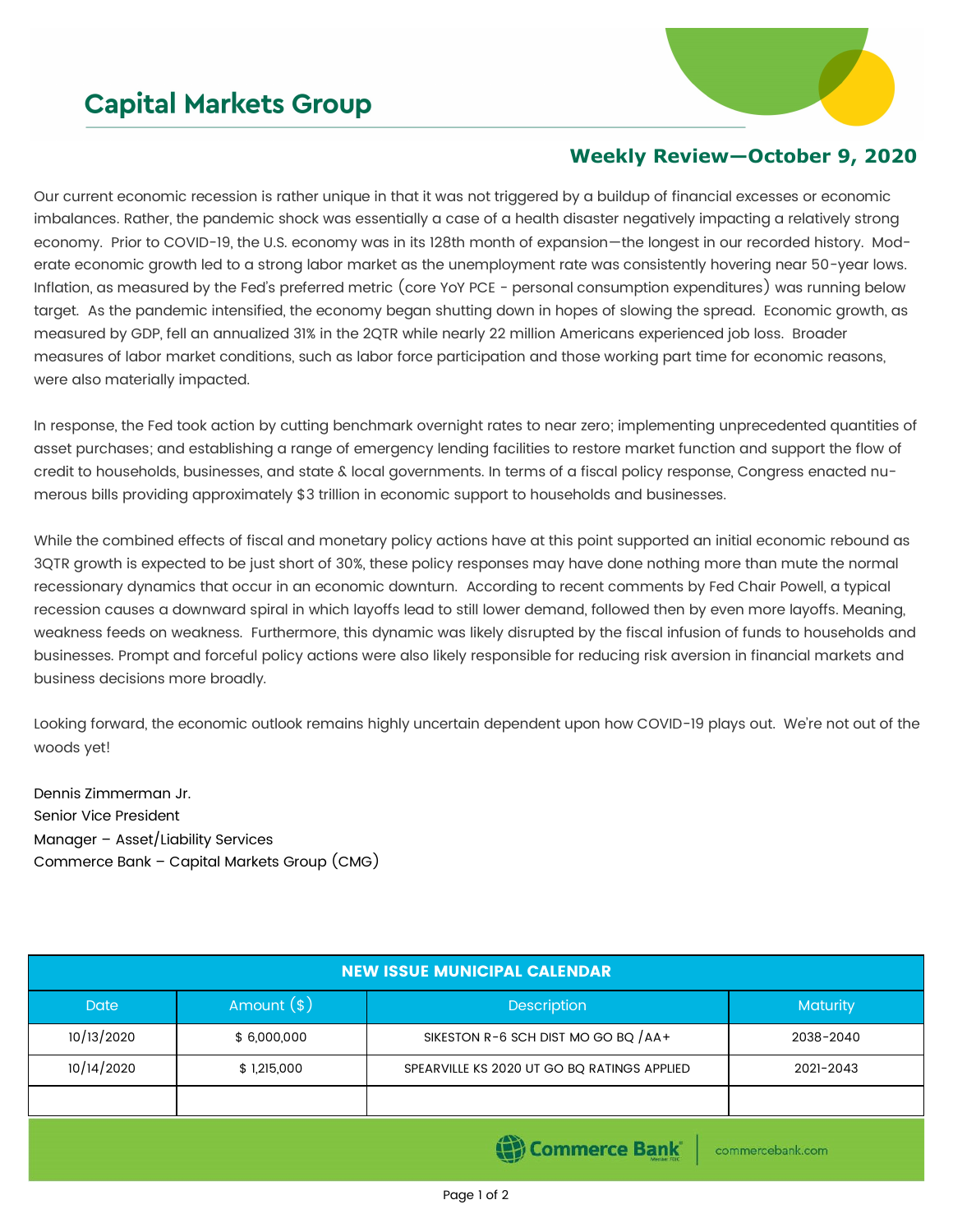# Capital Markets Group

## Weekly Review—October 9, 2020

Our current economic recession is rather unique in that it was not triggered by a buildup of financial excesses or economic imbalances. Rather, the pandemic shock was essentially a case of a health disaster negatively impacting a relatively strong economy. Prior to COVID-19, the U.S. economy was in its 128th month of expansion—the longest in our recorded history. Moderate economic growth led to a strong labor market as the unemployment rate was consistently hovering near 50-year lows. Inflation, as measured by the Fed's preferred metric (core YoY PCE - personal consumption expenditures) was running below target. As the pandemic intensified, the economy began shutting down in hopes of slowing the spread. Economic growth, as measured by GDP, fell an annualized 31% in the 2QTR while nearly 22 million Americans experienced job loss. Broader measures of labor market conditions, such as labor force participation and those working part time for economic reasons, were also materially impacted.

In response, the Fed took action by cutting benchmark overnight rates to near zero; implementing unprecedented quantities of asset purchases; and establishing a range of emergency lending facilities to restore market function and support the flow of credit to households, businesses, and state & local governments. In terms of a fiscal policy response, Congress enacted numerous bills providing approximately $3 trillion in economic support to households and businesses.

While the combined effects of fiscal and monetary policy actions have at this point supported an initial economic rebound as 3QTR growth is expected to be just short of 30%, these policy responses may have done nothing more than mute the normal recessionary dynamics that occur in an economic downturn. According to recent comments by Fed Chair Powell, a typical recession causes a downward spiral in which layoffs lead to still lower demand, followed then by even more layoffs. Meaning, weakness feeds on weakness. Furthermore, this dynamic was likely disrupted by the fiscal infusion of funds to households and businesses. Prompt and forceful policy actions were also likely responsible for reducing risk aversion in financial markets and business decisions more broadly.

Looking forward, the economic outlook remains highly uncertain dependent upon how COVID-19 plays out. We're not out of the woods yet!

Dennis Zimmerman Jr.
Senior Vice President
Manager – Asset/Liability Services
Commerce Bank – Capital Markets Group (CMG)

| NEW ISSUE MUNICIPAL CALENDAR | | | |
|---|---|---|---|
| Date | Amount ($) | Description | Maturity |
| 10/13/2020 | $ 6,000,000 | SIKESTON R-6 SCH DIST MO GO BQ /AA+ | 2038-2040 |
| 10/14/2020 | $ 1,215,000 | SPEARVILLE KS 2020 UT GO BQ RATINGS APPLIED | 2021-2043 |
| | | | |

Commerce Bank | commercebank.com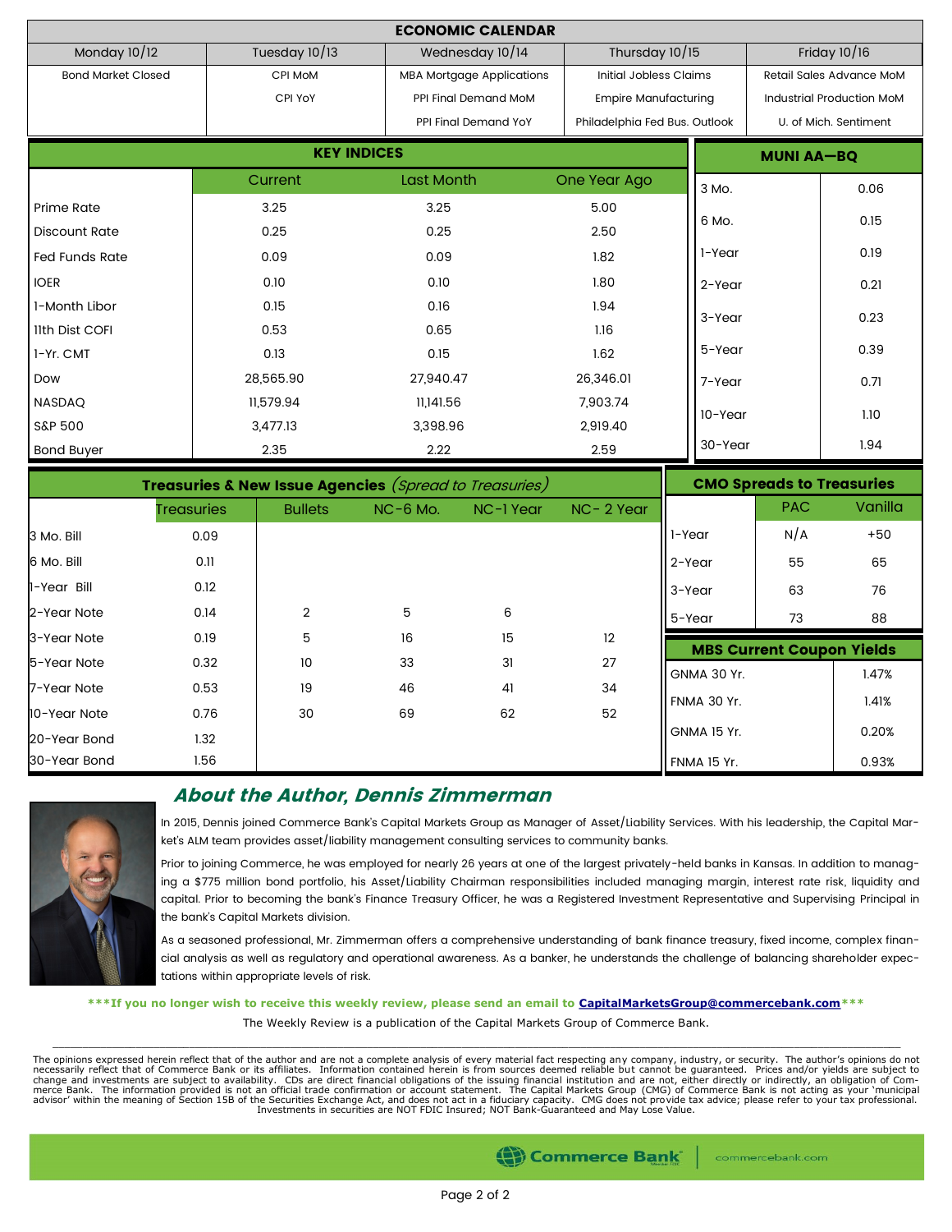## ECONOMIC CALENDAR

| Monday 10/12 | Tuesday 10/13 | Wednesday 10/14 | Thursday 10/15 | Friday 10/16 |
|---|---|---|---|---|
| Bond Market Closed | CPI MoM | MBA Mortgage Applications | Initial Jobless Claims | Retail Sales Advance MoM |
| | CPI YoY | PPI Final Demand MoM | Empire Manufacturing | Industrial Production MoM |
| | | PPI Final Demand YoY | Philadelphia Fed Bus. Outlook | U. of Mich. Sentiment |

## KEY INDICES

| | Current | Last Month | One Year Ago |
|---|---|---|---|
| Prime Rate | 3.25 | 3.25 | 5.00 |
| Discount Rate | 0.25 | 0.25 | 2.50 |
| Fed Funds Rate | 0.09 | 0.09 | 1.82 |
| IOER | 0.10 | 0.10 | 1.80 |
| 1-Month Libor | 0.15 | 0.16 | 1.94 |
| 11th Dist COFI | 0.53 | 0.65 | 1.16 |
| 1-Yr. CMT | 0.13 | 0.15 | 1.62 |
| Dow | 28,565.90 | 27,940.47 | 26,346.01 |
| NASDAQ | 11,579.94 | 11,141.56 | 7,903.74 |
| S&P 500 | 3,477.13 | 3,398.96 | 2,919.40 |
| Bond Buyer | 2.35 | 2.22 | 2.59 |

## MUNI AA—BQ

| | |
|---|---|
| 3 Mo. | 0.06 |
| 6 Mo. | 0.15 |
| 1-Year | 0.19 |
| 2-Year | 0.21 |
| 3-Year | 0.23 |
| 5-Year | 0.39 |
| 7-Year | 0.71 |
| 10-Year | 1.10 |
| 30-Year | 1.94 |

## Treasuries & New Issue Agencies *(Spread to Treasuries)*

| | Treasuries | Bullets | NC-6 Mo. | NC-1 Year | NC- 2 Year |
|---|---|---|---|---|---|
| 3 Mo. Bill | 0.09 | | | | |
| 6 Mo. Bill | 0.11 | | | | |
| 1-Year Bill | 0.12 | | | | |
| 2-Year Note | 0.14 | 2 | 5 | 6 | |
| 3-Year Note | 0.19 | 5 | 16 | 15 | 12 |
| 5-Year Note | 0.32 | 10 | 33 | 31 | 27 |
| 7-Year Note | 0.53 | 19 | 46 | 41 | 34 |
| 10-Year Note | 0.76 | 30 | 69 | 62 | 52 |
| 20-Year Bond | 1.32 | | | | |
| 30-Year Bond | 1.56 | | | | |

## CMO Spreads to Treasuries

| | PAC | Vanilla |
|---|---|---|
| 1-Year | N/A | +50 |
| 2-Year | 55 | 65 |
| 3-Year | 63 | 76 |
| 5-Year | 73 | 88 |

## MBS Current Coupon Yields

| | |
|---|---|
| GNMA 30 Yr. | 1.47% |
| FNMA 30 Yr. | 1.41% |
| GNMA 15 Yr. | 0.20% |
| FNMA 15 Yr. | 0.93% |

## *About the Author, Dennis Zimmerman*

In 2015, Dennis joined Commerce Bank's Capital Markets Group as Manager of Asset/Liability Services. With his leadership, the Capital Market's ALM team provides asset/liability management consulting services to community banks.

Prior to joining Commerce, he was employed for nearly 26 years at one of the largest privately-held banks in Kansas. In addition to managing a $775 million bond portfolio, his Asset/Liability Chairman responsibilities included managing margin, interest rate risk, liquidity and capital. Prior to becoming the bank's Finance Treasury Officer, he was a Registered Investment Representative and Supervising Principal in the bank's Capital Markets division.

As a seasoned professional, Mr. Zimmerman offers a comprehensive understanding of bank finance treasury, fixed income, complex financial analysis as well as regulatory and operational awareness. As a banker, he understands the challenge of balancing shareholder expectations within appropriate levels of risk.

**\*\*\*If you no longer wish to receive this weekly review, please send an email to CapitalMarketsGroup@commercebank.com\*\*\***

The Weekly Review is a publication of the Capital Markets Group of Commerce Bank.

The opinions expressed herein reflect that of the author and are not a complete analysis of every material fact respecting any company, industry, or security. The author's opinions do not necessarily reflect that of Commerce Bank or its affiliates. Information contained herein is from sources deemed reliable but cannot be guaranteed. Prices and/or yields are subject to change and investments are subject to availability. CDs are direct financial obligations of the issuing financial institution and are not, either directly or indirectly, an obligation of Commerce Bank. The information provided is not an official trade confirmation or account statement. The Capital Markets Group (CMG) of Commerce Bank is not acting as your 'municipal advisor' within the meaning of Section 15B of the Securities Exchange Act, and does not act in a fiduciary capacity. CMG does not provide tax advice; please refer to your tax professional. Investments in securities are NOT FDIC Insured; NOT Bank-Guaranteed and May Lose Value.

Commerce Bank | commercebank.com